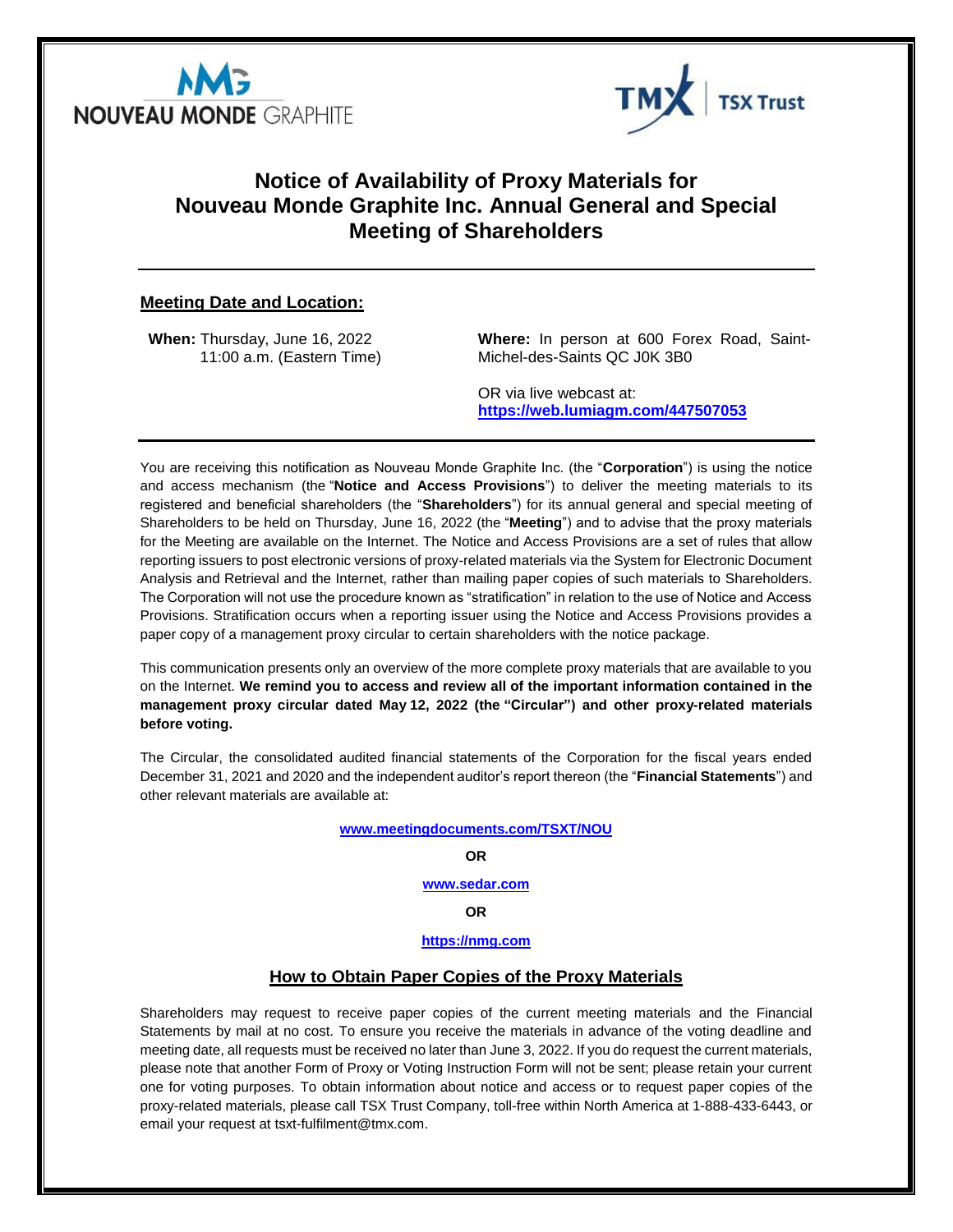NOUVEAU MONDE GRAPHITE

TMX | TSX Trust

# Notice of Availability of Proxy Materials for Nouveau Monde Graphite Inc. Annual General and Special Meeting of Shareholders

## Meeting Date and Location:

**When:** Thursday, June 16, 2022
11:00 a.m. (Eastern Time)

**Where:** In person at 600 Forex Road, Saint-Michel-des-Saints QC J0K 3B0

OR via live webcast at:
**https://web.lumiagm.com/447507053**

You are receiving this notification as Nouveau Monde Graphite Inc. (the "**Corporation**") is using the notice and access mechanism (the "**Notice and Access Provisions**") to deliver the meeting materials to its registered and beneficial shareholders (the "**Shareholders**") for its annual general and special meeting of Shareholders to be held on Thursday, June 16, 2022 (the "**Meeting**") and to advise that the proxy materials for the Meeting are available on the Internet. The Notice and Access Provisions are a set of rules that allow reporting issuers to post electronic versions of proxy-related materials via the System for Electronic Document Analysis and Retrieval and the Internet, rather than mailing paper copies of such materials to Shareholders. The Corporation will not use the procedure known as "stratification" in relation to the use of Notice and Access Provisions. Stratification occurs when a reporting issuer using the Notice and Access Provisions provides a paper copy of a management proxy circular to certain shareholders with the notice package.

This communication presents only an overview of the more complete proxy materials that are available to you on the Internet. **We remind you to access and review all of the important information contained in the management proxy circular dated May 12, 2022 (the "Circular") and other proxy-related materials before voting.**

The Circular, the consolidated audited financial statements of the Corporation for the fiscal years ended December 31, 2021 and 2020 and the independent auditor's report thereon (the "**Financial Statements**") and other relevant materials are available at:

**www.meetingdocuments.com/TSXT/NOU**

**OR**

**www.sedar.com**

**OR**

**https://nmg.com**

## How to Obtain Paper Copies of the Proxy Materials

Shareholders may request to receive paper copies of the current meeting materials and the Financial Statements by mail at no cost. To ensure you receive the materials in advance of the voting deadline and meeting date, all requests must be received no later than June 3, 2022. If you do request the current materials, please note that another Form of Proxy or Voting Instruction Form will not be sent; please retain your current one for voting purposes. To obtain information about notice and access or to request paper copies of the proxy-related materials, please call TSX Trust Company, toll-free within North America at 1-888-433-6443, or email your request at tsxt-fulfilment@tmx.com.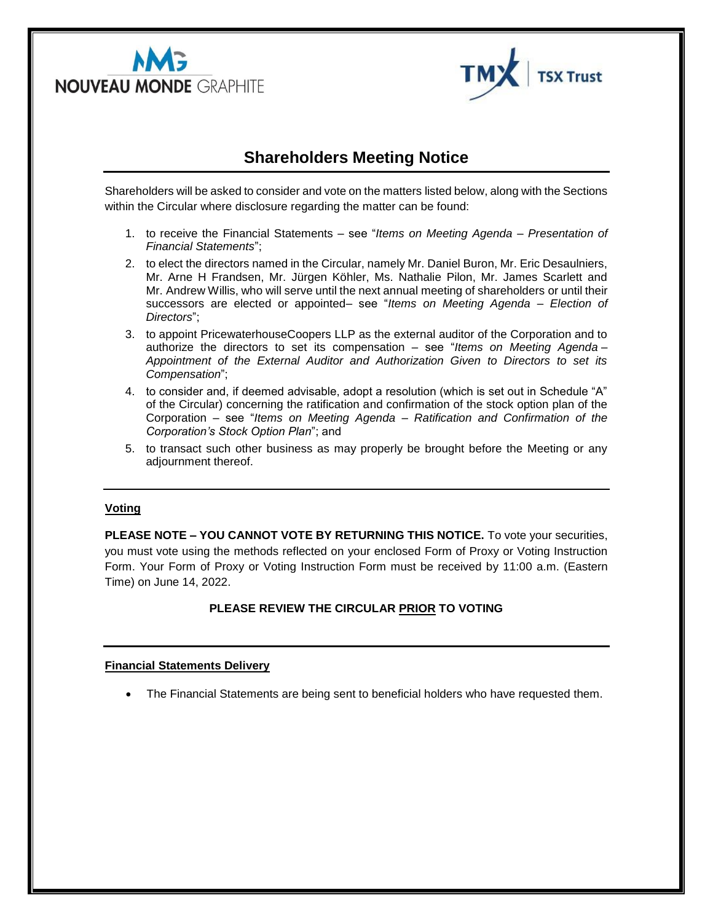NOUVEAU MONDE GRAPHITE

TSX Trust

# Shareholders Meeting Notice

Shareholders will be asked to consider and vote on the matters listed below, along with the Sections within the Circular where disclosure regarding the matter can be found:

1. to receive the Financial Statements – see "*Items on Meeting Agenda – Presentation of Financial Statements*";
2. to elect the directors named in the Circular, namely Mr. Daniel Buron, Mr. Eric Desaulniers, Mr. Arne H Frandsen, Mr. Jürgen Köhler, Ms. Nathalie Pilon, Mr. James Scarlett and Mr. Andrew Willis, who will serve until the next annual meeting of shareholders or until their successors are elected or appointed– see "*Items on Meeting Agenda – Election of Directors*";
3. to appoint PricewaterhouseCoopers LLP as the external auditor of the Corporation and to authorize the directors to set its compensation – see "*Items on Meeting Agenda – Appointment of the External Auditor and Authorization Given to Directors to set its Compensation*";
4. to consider and, if deemed advisable, adopt a resolution (which is set out in Schedule "A" of the Circular) concerning the ratification and confirmation of the stock option plan of the Corporation – see "*Items on Meeting Agenda – Ratification and Confirmation of the Corporation's Stock Option Plan*"; and
5. to transact such other business as may properly be brought before the Meeting or any adjournment thereof.

## Voting

**PLEASE NOTE – YOU CANNOT VOTE BY RETURNING THIS NOTICE.** To vote your securities, you must vote using the methods reflected on your enclosed Form of Proxy or Voting Instruction Form. Your Form of Proxy or Voting Instruction Form must be received by 11:00 a.m. (Eastern Time) on June 14, 2022.

**PLEASE REVIEW THE CIRCULAR PRIOR TO VOTING**

## Financial Statements Delivery

- The Financial Statements are being sent to beneficial holders who have requested them.